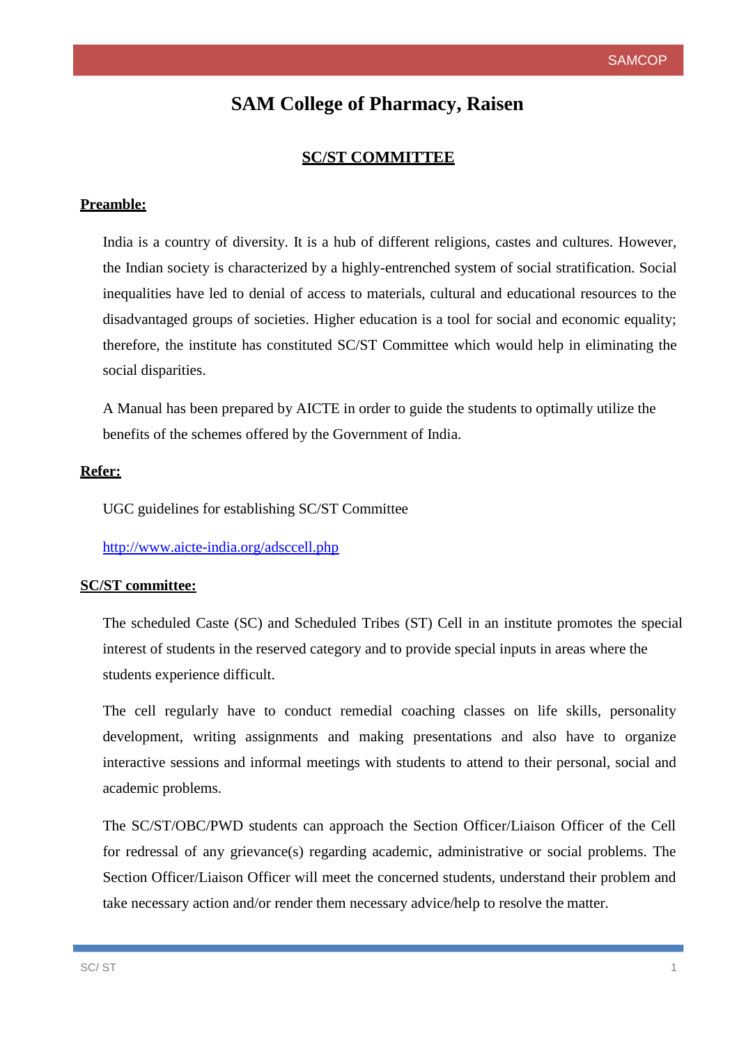# SAM College of Pharmacy, Raisen

## SC/ST COMMITTEE

**Preamble:**

India is a country of diversity. It is a hub of different religions, castes and cultures. However, the Indian society is characterized by a highly-entrenched system of social stratification. Social inequalities have led to denial of access to materials, cultural and educational resources to the disadvantaged groups of societies. Higher education is a tool for social and economic equality; therefore, the institute has constituted SC/ST Committee which would help in eliminating the social disparities.

A Manual has been prepared by AICTE in order to guide the students to optimally utilize the benefits of the schemes offered by the Government of India.

**Refer:**

UGC guidelines for establishing SC/ST Committee

http://www.aicte-india.org/adsccell.php

**SC/ST committee:**

The scheduled Caste (SC) and Scheduled Tribes (ST) Cell in an institute promotes the special interest of students in the reserved category and to provide special inputs in areas where the students experience difficult.

The cell regularly have to conduct remedial coaching classes on life skills, personality development, writing assignments and making presentations and also have to organize interactive sessions and informal meetings with students to attend to their personal, social and academic problems.

The SC/ST/OBC/PWD students can approach the Section Officer/Liaison Officer of the Cell for redressal of any grievance(s) regarding academic, administrative or social problems. The Section Officer/Liaison Officer will meet the concerned students, understand their problem and take necessary action and/or render them necessary advice/help to resolve the matter.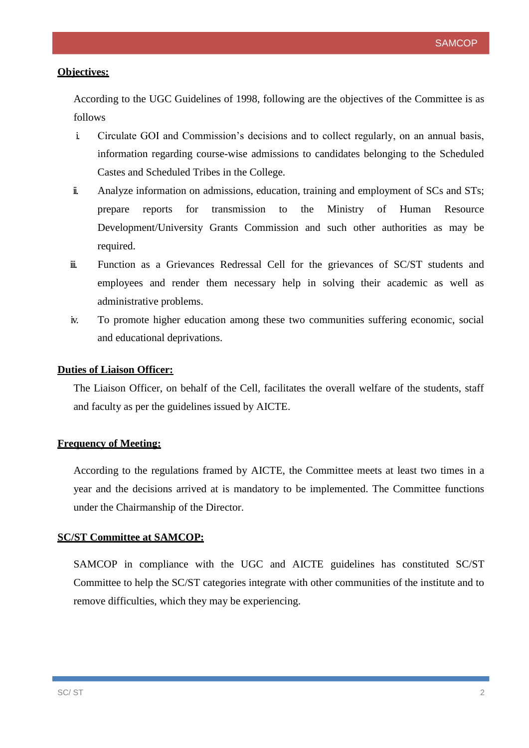## Objectives:

According to the UGC Guidelines of 1998, following are the objectives of the Committee is as follows

i. Circulate GOI and Commission's decisions and to collect regularly, on an annual basis, information regarding course-wise admissions to candidates belonging to the Scheduled Castes and Scheduled Tribes in the College.
ii. Analyze information on admissions, education, training and employment of SCs and STs; prepare reports for transmission to the Ministry of Human Resource Development/University Grants Commission and such other authorities as may be required.
iii. Function as a Grievances Redressal Cell for the grievances of SC/ST students and employees and render them necessary help in solving their academic as well as administrative problems.
iv. To promote higher education among these two communities suffering economic, social and educational deprivations.

## Duties of Liaison Officer:

The Liaison Officer, on behalf of the Cell, facilitates the overall welfare of the students, staff and faculty as per the guidelines issued by AICTE.

## Frequency of Meeting:

According to the regulations framed by AICTE, the Committee meets at least two times in a year and the decisions arrived at is mandatory to be implemented. The Committee functions under the Chairmanship of the Director.

## SC/ST Committee at SAMCOP:

SAMCOP in compliance with the UGC and AICTE guidelines has constituted SC/ST Committee to help the SC/ST categories integrate with other communities of the institute and to remove difficulties, which they may be experiencing.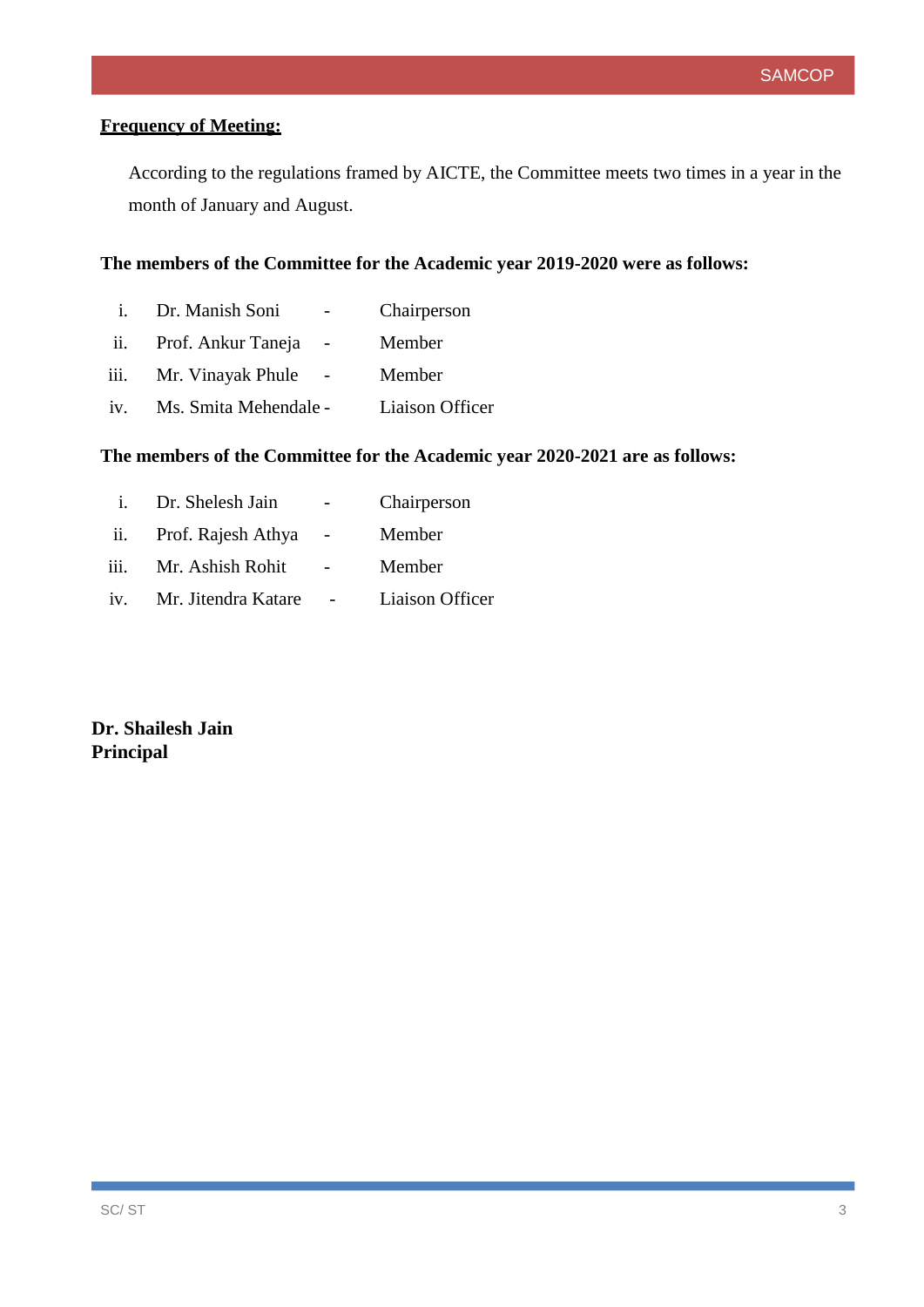**Frequency of Meeting:**

According to the regulations framed by AICTE, the Committee meets two times in a year in the month of January and August.

**The members of the Committee for the Academic year 2019-2020 were as follows:**

i. Dr. Manish Soni - Chairperson
ii. Prof. Ankur Taneja - Member
iii. Mr. Vinayak Phule - Member
iv. Ms. Smita Mehendale - Liaison Officer

**The members of the Committee for the Academic year 2020-2021 are as follows:**

i. Dr. Shelesh Jain - Chairperson
ii. Prof. Rajesh Athya - Member
iii. Mr. Ashish Rohit - Member
iv. Mr. Jitendra Katare - Liaison Officer

**Dr. Shailesh Jain**
**Principal**